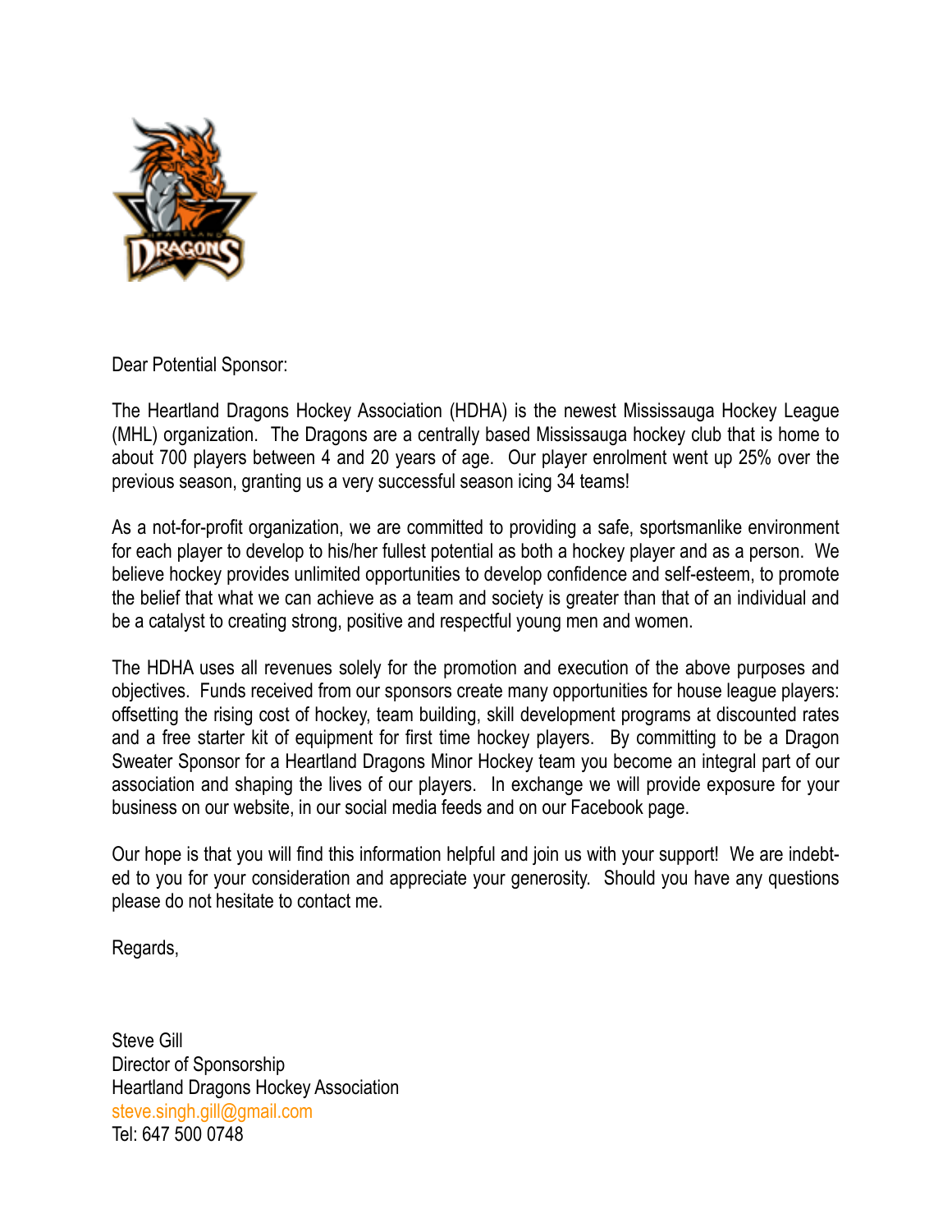Dear Potential Sponsor:

The Heartland Dragons Hockey Association (HDHA) is the newest Mississauga Hockey League (MHL) organization. The Dragons are a centrally based Mississauga hockey club that is home to about 700 players between 4 and 20 years of age. Our player enrolment went up 25% over the previous season, granting us a very successful season icing 34 teams!

As a not-for-profit organization, we are committed to providing a safe, sportsmanlike environment for each player to develop to his/her fullest potential as both a hockey player and as a person. We believe hockey provides unlimited opportunities to develop confidence and self-esteem, to promote the belief that what we can achieve as a team and society is greater than that of an individual and be a catalyst to creating strong, positive and respectful young men and women.

The HDHA uses all revenues solely for the promotion and execution of the above purposes and objectives. Funds received from our sponsors create many opportunities for house league players: offsetting the rising cost of hockey, team building, skill development programs at discounted rates and a free starter kit of equipment for first time hockey players. By committing to be a Dragon Sweater Sponsor for a Heartland Dragons Minor Hockey team you become an integral part of our association and shaping the lives of our players. In exchange we will provide exposure for your business on our website, in our social media feeds and on our Facebook page.

Our hope is that you will find this information helpful and join us with your support! We are indebted to you for your consideration and appreciate your generosity. Should you have any questions please do not hesitate to contact me.

Regards,

Steve Gill  
Director of Sponsorship  
Heartland Dragons Hockey Association  
steve.singh.gill@gmail.com  
Tel: 647 500 0748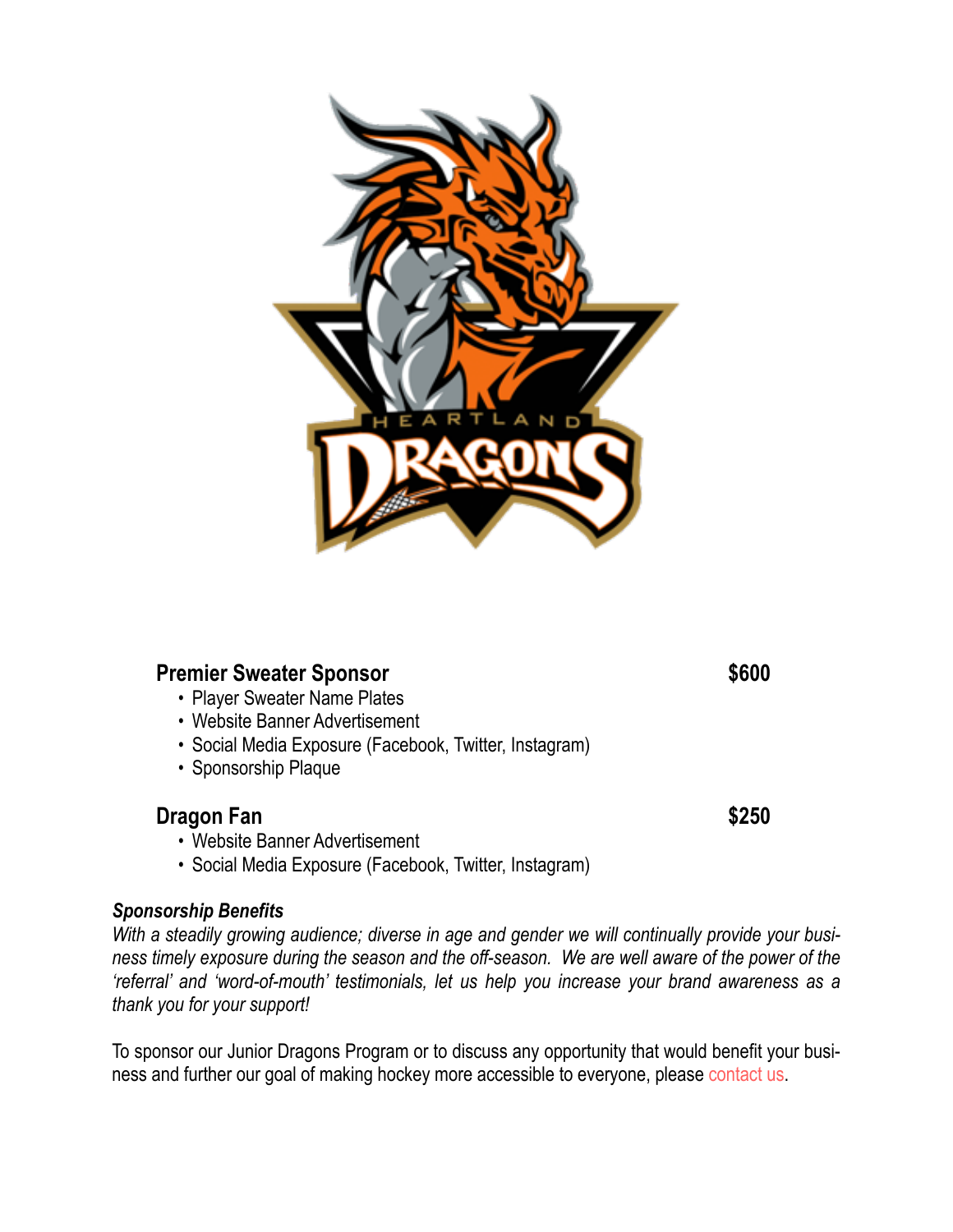**Premier Sweater Sponsor** **$600**

- Player Sweater Name Plates
- Website Banner Advertisement
- Social Media Exposure (Facebook, Twitter, Instagram)
- Sponsorship Plaque

**Dragon Fan** **$250**

- Website Banner Advertisement
- Social Media Exposure (Facebook, Twitter, Instagram)

***Sponsorship Benefits***

*With a steadily growing audience; diverse in age and gender we will continually provide your business timely exposure during the season and the off-season. We are well aware of the power of the 'referral' and 'word-of-mouth' testimonials, let us help you increase your brand awareness as a thank you for your support!*

To sponsor our Junior Dragons Program or to discuss any opportunity that would benefit your business and further our goal of making hockey more accessible to everyone, please contact us.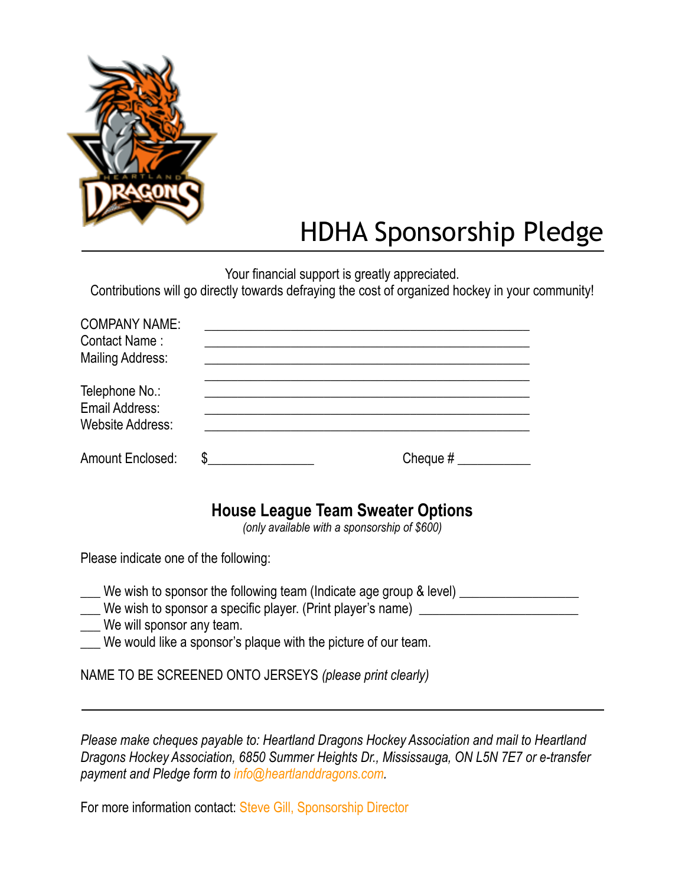# HDHA Sponsorship Pledge

Your financial support is greatly appreciated.
Contributions will go directly towards defraying the cost of organized hockey in your community!

COMPANY NAME: ______________________________________________
Contact Name : ______________________________________________
Mailing Address: ______________________________________________
______________________________________________
Telephone No.: ______________________________________________
Email Address: ______________________________________________
Website Address: ______________________________________________

Amount Enclosed: $________________ Cheque # ___________

## House League Team Sweater Options

*(only available with a sponsorship of $600)*

Please indicate one of the following:

___ We wish to sponsor the following team (Indicate age group & level) _________________
___ We wish to sponsor a specific player. (Print player's name) _______________________
___ We will sponsor any team.
___ We would like a sponsor's plaque with the picture of our team.

NAME TO BE SCREENED ONTO JERSEYS *(please print clearly)*

---

*Please make cheques payable to: Heartland Dragons Hockey Association and mail to Heartland Dragons Hockey Association, 6850 Summer Heights Dr., Mississauga, ON L5N 7E7 or e-transfer payment and Pledge form to info@heartlanddragons.com.*

For more information contact: Steve Gill, Sponsorship Director